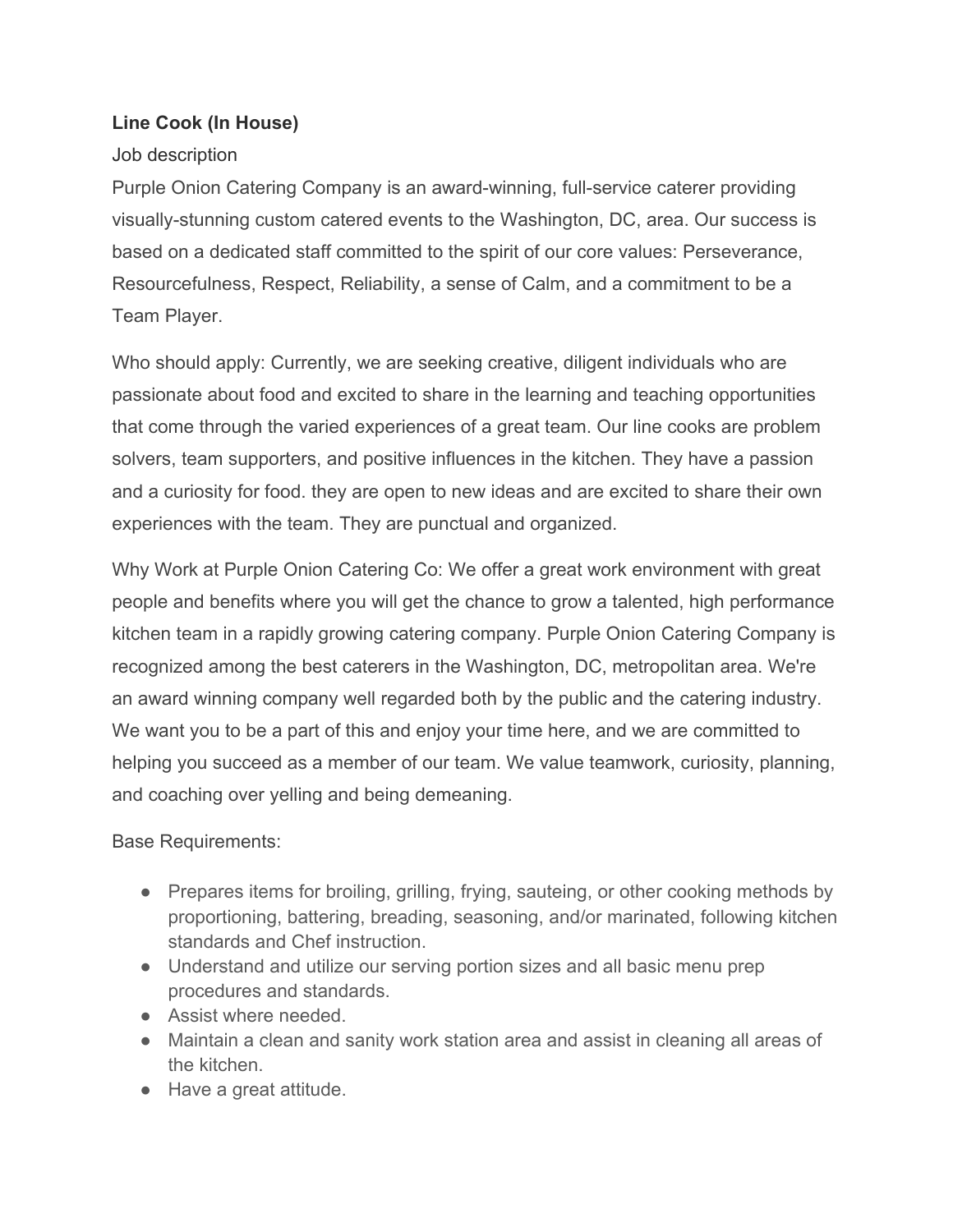**Line Cook (In House)**

Job description

Purple Onion Catering Company is an award-winning, full-service caterer providing visually-stunning custom catered events to the Washington, DC, area. Our success is based on a dedicated staff committed to the spirit of our core values: Perseverance, Resourcefulness, Respect, Reliability, a sense of Calm, and a commitment to be a Team Player.

Who should apply: Currently, we are seeking creative, diligent individuals who are passionate about food and excited to share in the learning and teaching opportunities that come through the varied experiences of a great team. Our line cooks are problem solvers, team supporters, and positive influences in the kitchen. They have a passion and a curiosity for food. they are open to new ideas and are excited to share their own experiences with the team. They are punctual and organized.

Why Work at Purple Onion Catering Co: We offer a great work environment with great people and benefits where you will get the chance to grow a talented, high performance kitchen team in a rapidly growing catering company. Purple Onion Catering Company is recognized among the best caterers in the Washington, DC, metropolitan area. We're an award winning company well regarded both by the public and the catering industry. We want you to be a part of this and enjoy your time here, and we are committed to helping you succeed as a member of our team. We value teamwork, curiosity, planning, and coaching over yelling and being demeaning.

Base Requirements:

- Prepares items for broiling, grilling, frying, sauteing, or other cooking methods by proportioning, battering, breading, seasoning, and/or marinated, following kitchen standards and Chef instruction.
- Understand and utilize our serving portion sizes and all basic menu prep procedures and standards.
- Assist where needed.
- Maintain a clean and sanity work station area and assist in cleaning all areas of the kitchen.
- Have a great attitude.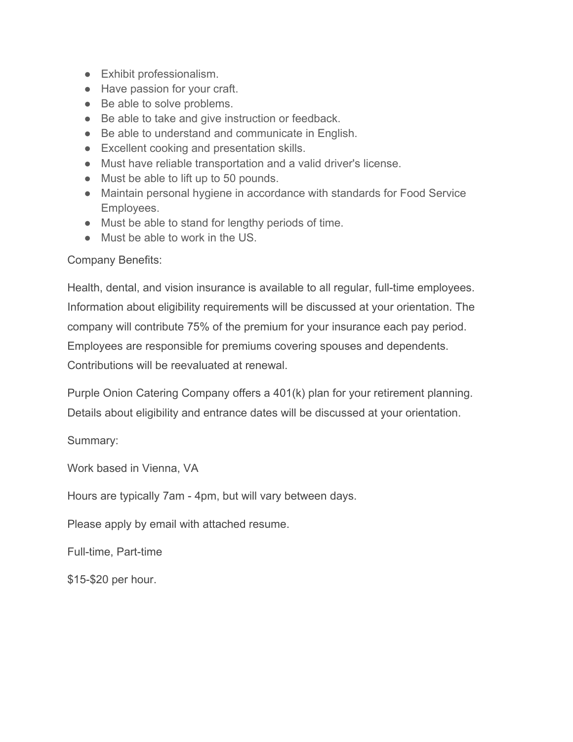- Exhibit professionalism.
- Have passion for your craft.
- Be able to solve problems.
- Be able to take and give instruction or feedback.
- Be able to understand and communicate in English.
- Excellent cooking and presentation skills.
- Must have reliable transportation and a valid driver's license.
- Must be able to lift up to 50 pounds.
- Maintain personal hygiene in accordance with standards for Food Service Employees.
- Must be able to stand for lengthy periods of time.
- Must be able to work in the US.

Company Benefits:

Health, dental, and vision insurance is available to all regular, full-time employees. Information about eligibility requirements will be discussed at your orientation. The company will contribute 75% of the premium for your insurance each pay period. Employees are responsible for premiums covering spouses and dependents. Contributions will be reevaluated at renewal.

Purple Onion Catering Company offers a 401(k) plan for your retirement planning. Details about eligibility and entrance dates will be discussed at your orientation.

Summary:

Work based in Vienna, VA

Hours are typically 7am - 4pm, but will vary between days.

Please apply by email with attached resume.

Full-time, Part-time

$15-$20 per hour.